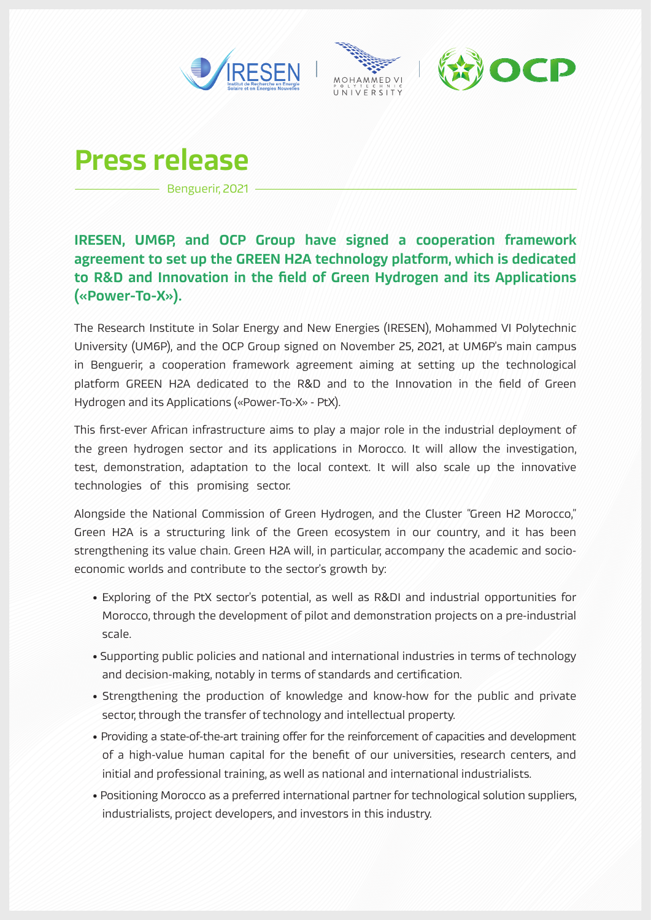# Press release

Benguerir, 2021

**IRESEN, UM6P, and OCP Group have signed a cooperation framework agreement to set up the GREEN H2A technology platform, which is dedicated to R&D and Innovation in the field of Green Hydrogen and its Applications («Power-To-X»).**

The Research Institute in Solar Energy and New Energies (IRESEN), Mohammed VI Polytechnic University (UM6P), and the OCP Group signed on November 25, 2021, at UM6P's main campus in Benguerir, a cooperation framework agreement aiming at setting up the technological platform GREEN H2A dedicated to the R&D and to the Innovation in the field of Green Hydrogen and its Applications («Power-To-X» - PtX).

This first-ever African infrastructure aims to play a major role in the industrial deployment of the green hydrogen sector and its applications in Morocco. It will allow the investigation, test, demonstration, adaptation to the local context. It will also scale up the innovative technologies of this promising sector.

Alongside the National Commission of Green Hydrogen, and the Cluster "Green H2 Morocco," Green H2A is a structuring link of the Green ecosystem in our country, and it has been strengthening its value chain. Green H2A will, in particular, accompany the academic and socio-economic worlds and contribute to the sector's growth by:

- Exploring of the PtX sector's potential, as well as R&DI and industrial opportunities for Morocco, through the development of pilot and demonstration projects on a pre-industrial scale.
- Supporting public policies and national and international industries in terms of technology and decision-making, notably in terms of standards and certification.
- Strengthening the production of knowledge and know-how for the public and private sector, through the transfer of technology and intellectual property.
- Providing a state-of-the-art training offer for the reinforcement of capacities and development of a high-value human capital for the benefit of our universities, research centers, and initial and professional training, as well as national and international industrialists.
- Positioning Morocco as a preferred international partner for technological solution suppliers, industrialists, project developers, and investors in this industry.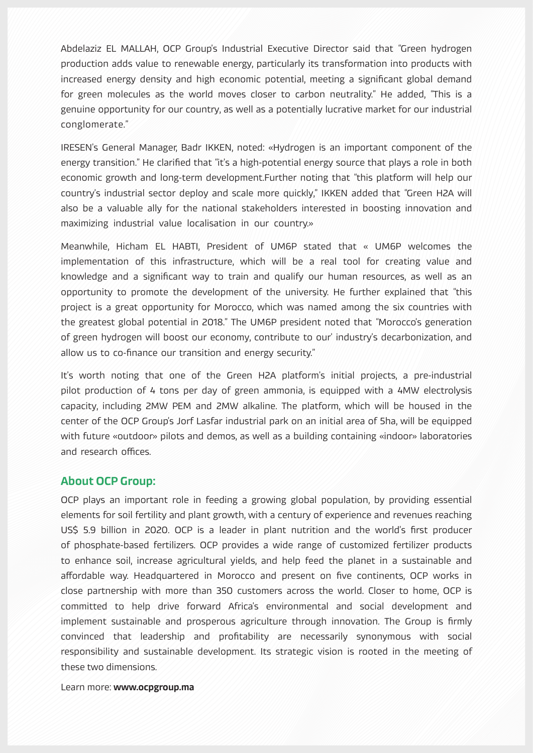Abdelaziz EL MALLAH, OCP Group's Industrial Executive Director said that "Green hydrogen production adds value to renewable energy, particularly its transformation into products with increased energy density and high economic potential, meeting a significant global demand for green molecules as the world moves closer to carbon neutrality." He added, "This is a genuine opportunity for our country, as well as a potentially lucrative market for our industrial conglomerate."

IRESEN's General Manager, Badr IKKEN, noted: «Hydrogen is an important component of the energy transition." He clarified that "it's a high-potential energy source that plays a role in both economic growth and long-term development.Further noting that "this platform will help our country's industrial sector deploy and scale more quickly," IKKEN added that "Green H2A will also be a valuable ally for the national stakeholders interested in boosting innovation and maximizing industrial value localisation in our country.»

Meanwhile, Hicham EL HABTI, President of UM6P stated that « UM6P welcomes the implementation of this infrastructure, which will be a real tool for creating value and knowledge and a significant way to train and qualify our human resources, as well as an opportunity to promote the development of the university. He further explained that "this project is a great opportunity for Morocco, which was named among the six countries with the greatest global potential in 2018." The UM6P president noted that "Morocco's generation of green hydrogen will boost our economy, contribute to our' industry's decarbonization, and allow us to co-finance our transition and energy security."

It's worth noting that one of the Green H2A platform's initial projects, a pre-industrial pilot production of 4 tons per day of green ammonia, is equipped with a 4MW electrolysis capacity, including 2MW PEM and 2MW alkaline. The platform, which will be housed in the center of the OCP Group's Jorf Lasfar industrial park on an initial area of 5ha, will be equipped with future «outdoor» pilots and demos, as well as a building containing «indoor» laboratories and research offices.

## About OCP Group:

OCP plays an important role in feeding a growing global population, by providing essential elements for soil fertility and plant growth, with a century of experience and revenues reaching US$ 5.9 billion in 2020. OCP is a leader in plant nutrition and the world's first producer of phosphate-based fertilizers. OCP provides a wide range of customized fertilizer products to enhance soil, increase agricultural yields, and help feed the planet in a sustainable and affordable way. Headquartered in Morocco and present on five continents, OCP works in close partnership with more than 350 customers across the world. Closer to home, OCP is committed to help drive forward Africa's environmental and social development and implement sustainable and prosperous agriculture through innovation. The Group is firmly convinced that leadership and profitability are necessarily synonymous with social responsibility and sustainable development. Its strategic vision is rooted in the meeting of these two dimensions.

Learn more: **www.ocpgroup.ma**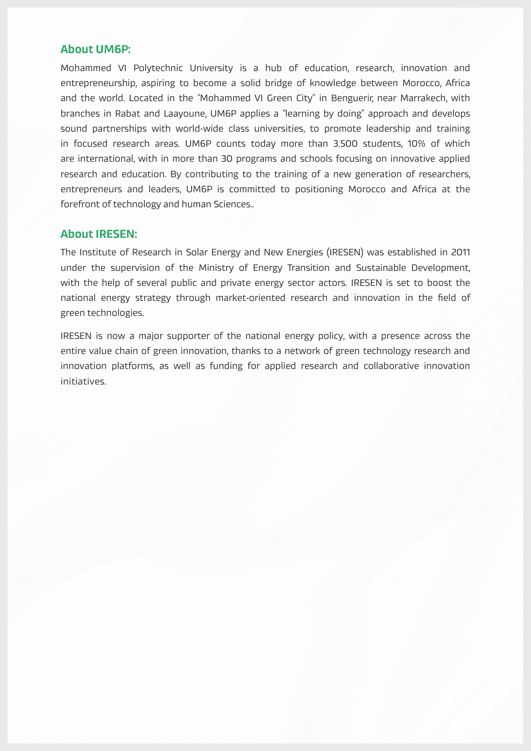## About UM6P:

Mohammed VI Polytechnic University is a hub of education, research, innovation and entrepreneurship, aspiring to become a solid bridge of knowledge between Morocco, Africa and the world. Located in the "Mohammed VI Green City" in Benguerir, near Marrakech, with branches in Rabat and Laayoune, UM6P applies a "learning by doing" approach and develops sound partnerships with world-wide class universities, to promote leadership and training in focused research areas. UM6P counts today more than 3.500 students, 10% of which are international, with in more than 30 programs and schools focusing on innovative applied research and education. By contributing to the training of a new generation of researchers, entrepreneurs and leaders, UM6P is committed to positioning Morocco and Africa at the forefront of technology and human Sciences..

## About IRESEN:

The Institute of Research in Solar Energy and New Energies (IRESEN) was established in 2011 under the supervision of the Ministry of Energy Transition and Sustainable Development, with the help of several public and private energy sector actors. IRESEN is set to boost the national energy strategy through market-oriented research and innovation in the field of green technologies.

IRESEN is now a major supporter of the national energy policy, with a presence across the entire value chain of green innovation, thanks to a network of green technology research and innovation platforms, as well as funding for applied research and collaborative innovation initiatives.